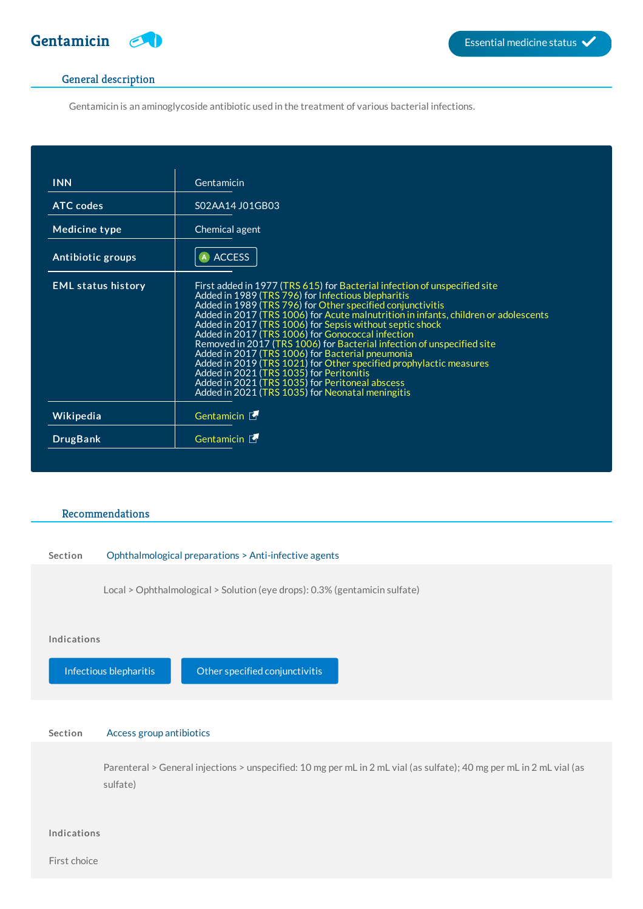# Gentamicin

Essential medicine status ✓

## General description

Gentamicin is an aminoglycoside antibiotic used in the treatment of various bacterial infections.

| | |
|---|---|
| INN | Gentamicin |
| ATC codes | S02AA14 J01GB03 |
| Medicine type | Chemical agent |
| Antibiotic groups | A ACCESS |
| EML status history | First added in 1977 (TRS 615) for Bacterial infection of unspecified site<br>Added in 1989 (TRS 796) for Infectious blepharitis<br>Added in 1989 (TRS 796) for Other specified conjunctivitis<br>Added in 2017 (TRS 1006) for Acute malnutrition in infants, children or adolescents<br>Added in 2017 (TRS 1006) for Sepsis without septic shock<br>Added in 2017 (TRS 1006) for Gonococcal infection<br>Removed in 2017 (TRS 1006) for Bacterial infection of unspecified site<br>Added in 2017 (TRS 1006) for Bacterial pneumonia<br>Added in 2019 (TRS 1021) for Other specified prophylactic measures<br>Added in 2021 (TRS 1035) for Peritonitis<br>Added in 2021 (TRS 1035) for Peritoneal abscess<br>Added in 2021 (TRS 1035) for Neonatal meningitis |
| Wikipedia | Gentamicin |
| DrugBank | Gentamicin |

## Recommendations

**Section** Ophthalmological preparations > Anti-infective agents

Local > Ophthalmological > Solution (eye drops): 0.3% (gentamicin sulfate)

**Indications**

Infectious blepharitis | Other specified conjunctivitis

**Section** Access group antibiotics

Parenteral > General injections > unspecified: 10 mg per mL in 2 mL vial (as sulfate); 40 mg per mL in 2 mL vial (as sulfate)

**Indications**

First choice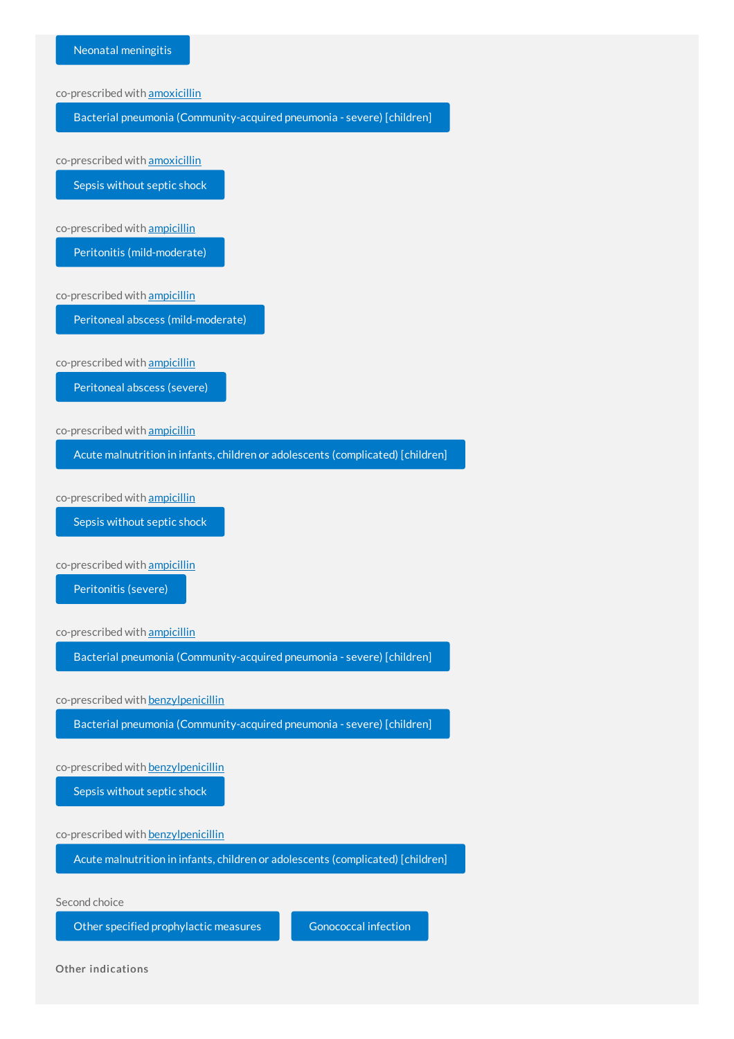Neonatal meningitis

co-prescribed with amoxicillin

Bacterial pneumonia (Community-acquired pneumonia - severe) [children]

co-prescribed with amoxicillin

Sepsis without septic shock

co-prescribed with ampicillin

Peritonitis (mild-moderate)

co-prescribed with ampicillin

Peritoneal abscess (mild-moderate)

co-prescribed with ampicillin

Peritoneal abscess (severe)

co-prescribed with ampicillin

Acute malnutrition in infants, children or adolescents (complicated) [children]

co-prescribed with ampicillin

Sepsis without septic shock

co-prescribed with ampicillin

Peritonitis (severe)

co-prescribed with ampicillin

Bacterial pneumonia (Community-acquired pneumonia - severe) [children]

co-prescribed with benzylpenicillin

Bacterial pneumonia (Community-acquired pneumonia - severe) [children]

co-prescribed with benzylpenicillin

Sepsis without septic shock

co-prescribed with benzylpenicillin

Acute malnutrition in infants, children or adolescents (complicated) [children]

Second choice

Other specified prophylactic measures

Gonococcal infection

**Other indications**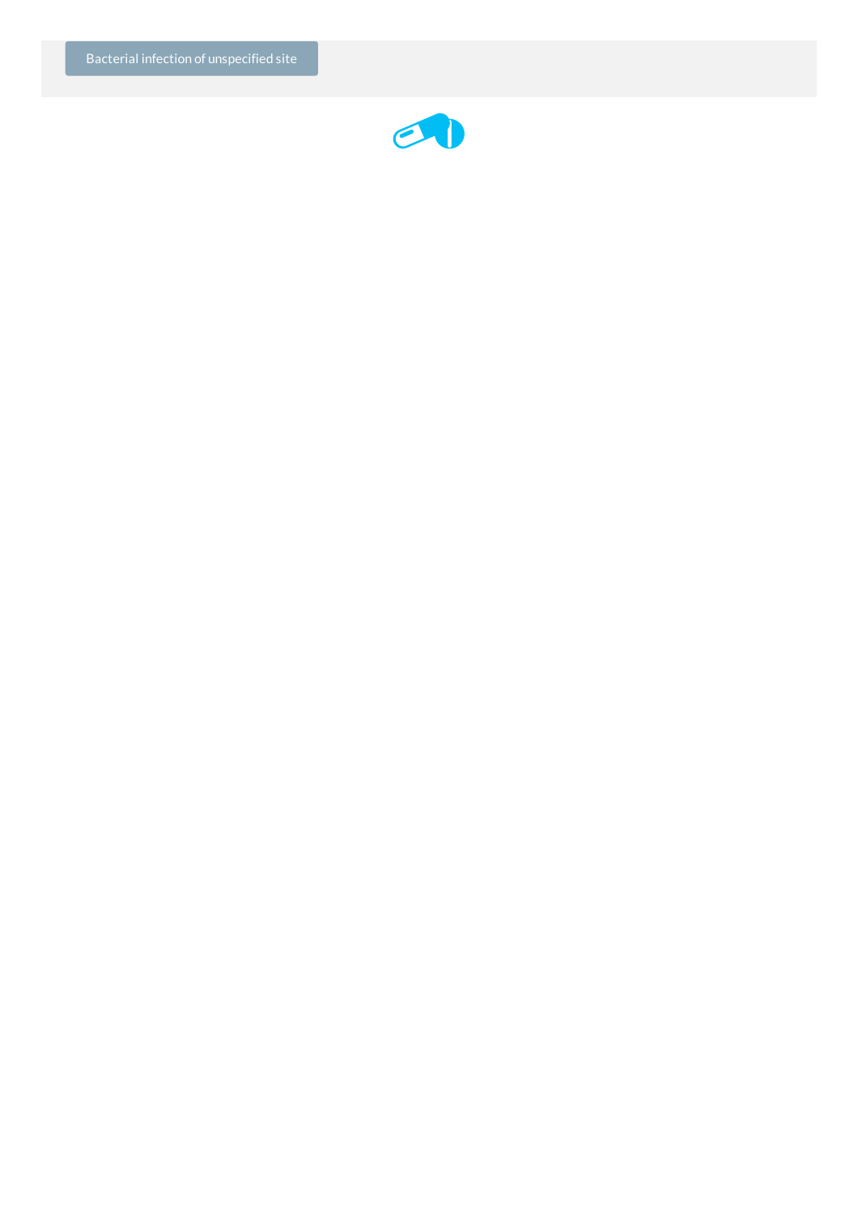Bacterial infection of unspecified site